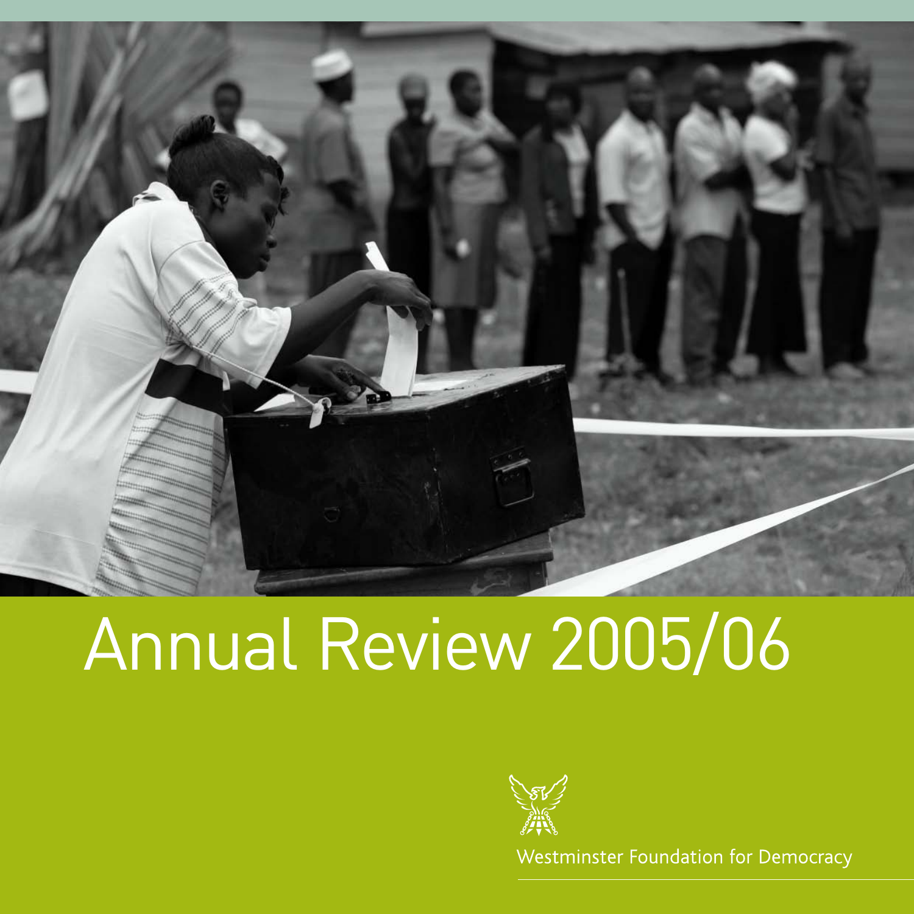# Annual Review 2005/06

Westminster Foundation for Democracy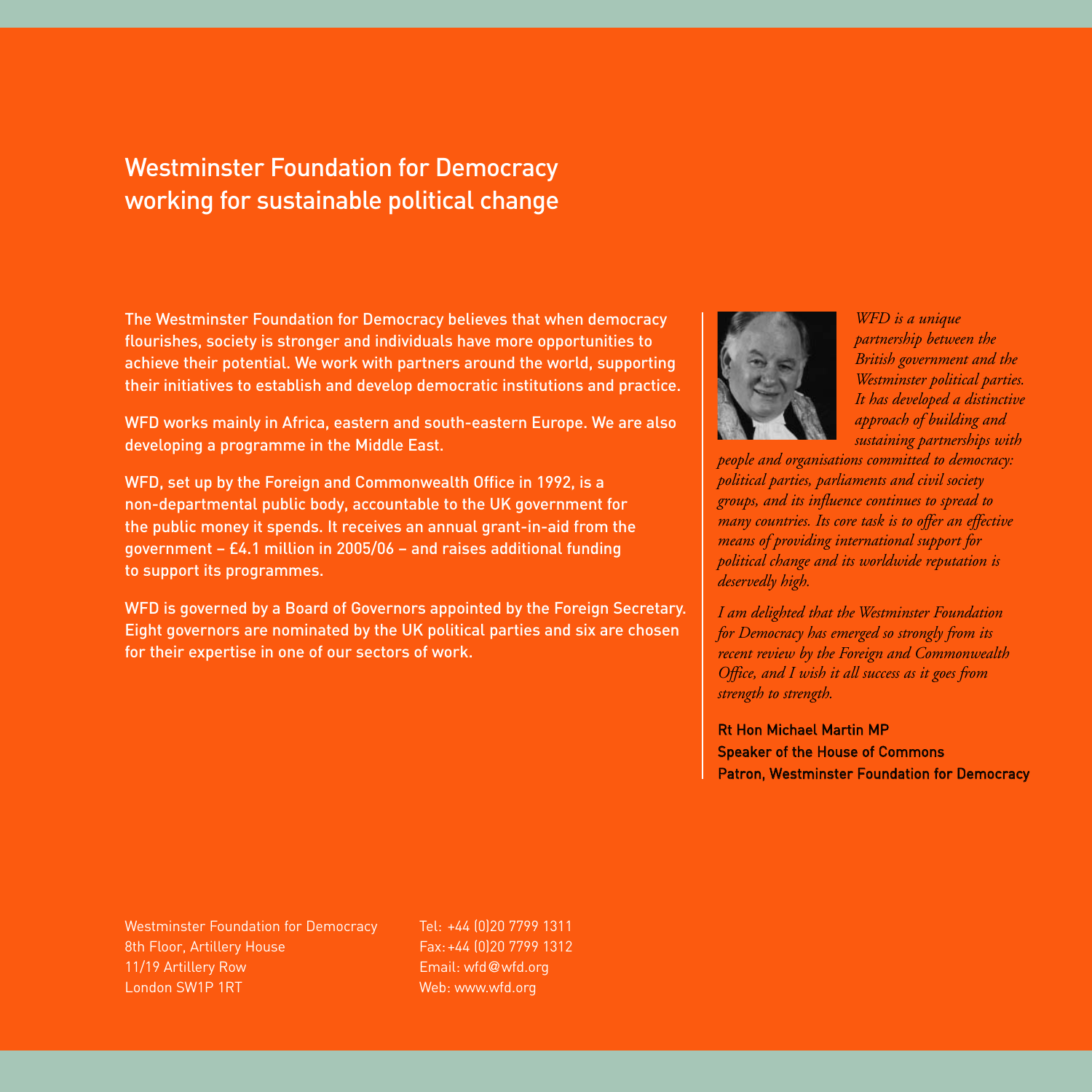# Westminster Foundation for Democracy working for sustainable political change

The Westminster Foundation for Democracy believes that when democracy flourishes, society is stronger and individuals have more opportunities to achieve their potential. We work with partners around the world, supporting their initiatives to establish and develop democratic institutions and practice.

WFD works mainly in Africa, eastern and south-eastern Europe. We are also developing a programme in the Middle East.

WFD, set up by the Foreign and Commonwealth Office in 1992, is a non-departmental public body, accountable to the UK government for the public money it spends. It receives an annual grant-in-aid from the government – £4.1 million in 2005/06 – and raises additional funding to support its programmes.

WFD is governed by a Board of Governors appointed by the Foreign Secretary. Eight governors are nominated by the UK political parties and six are chosen for their expertise in one of our sectors of work.

*WFD is a unique partnership between the British government and the Westminster political parties. It has developed a distinctive approach of building and sustaining partnerships with people and organisations committed to democracy: political parties, parliaments and civil society groups, and its influence continues to spread to many countries. Its core task is to offer an effective means of providing international support for political change and its worldwide reputation is deservedly high.*

*I am delighted that the Westminster Foundation for Democracy has emerged so strongly from its recent review by the Foreign and Commonwealth Office, and I wish it all success as it goes from strength to strength.*

**Rt Hon Michael Martin MP**
**Speaker of the House of Commons**
**Patron, Westminster Foundation for Democracy**

Westminster Foundation for Democracy
8th Floor, Artillery House
11/19 Artillery Row
London SW1P 1RT

Tel: +44 (0)20 7799 1311
Fax: +44 (0)20 7799 1312
Email: wfd@wfd.org
Web: www.wfd.org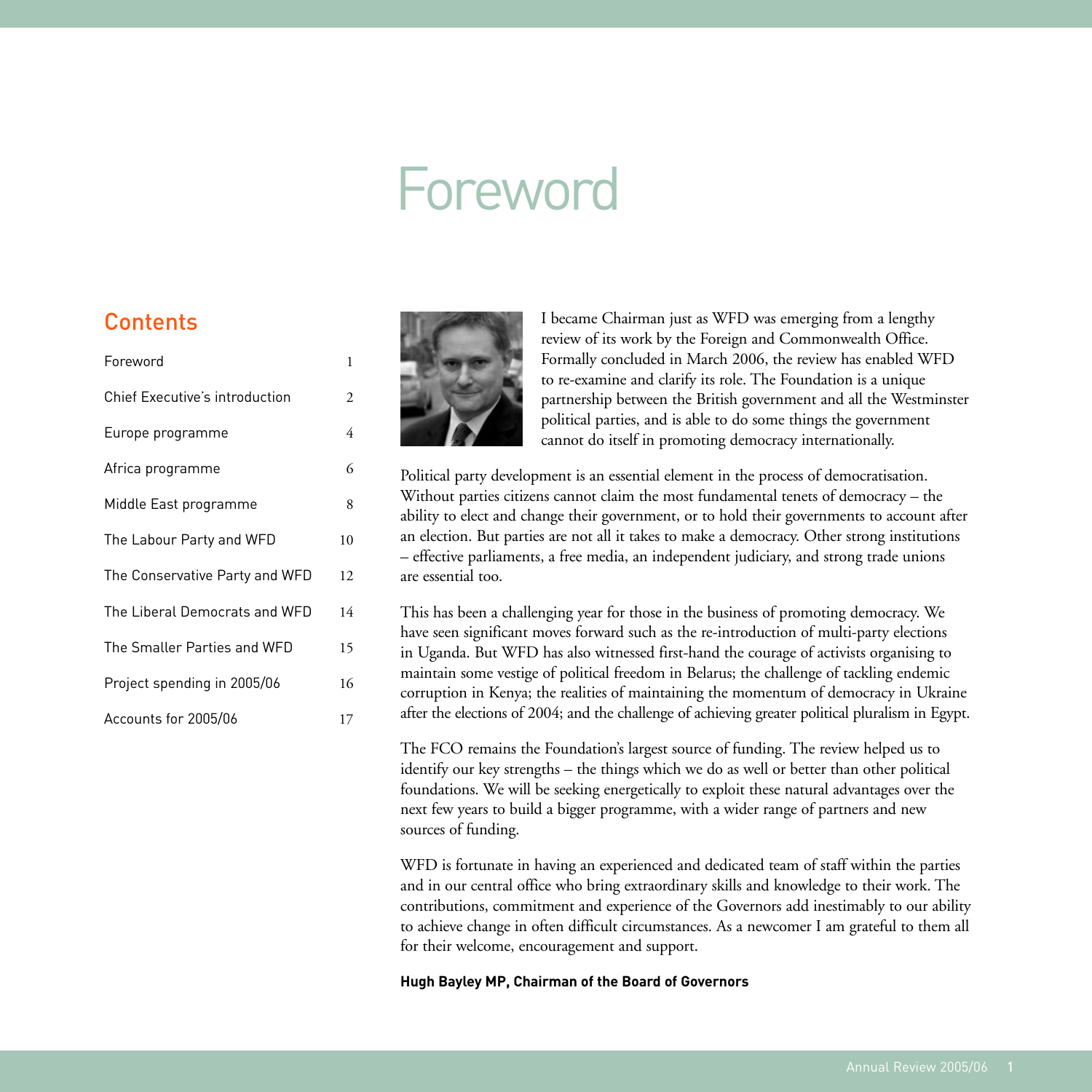# Foreword

## Contents

| | |
|---|---|
| Foreword | 1 |
| Chief Executive's introduction | 2 |
| Europe programme | 4 |
| Africa programme | 6 |
| Middle East programme | 8 |
| The Labour Party and WFD | 10 |
| The Conservative Party and WFD | 12 |
| The Liberal Democrats and WFD | 14 |
| The Smaller Parties and WFD | 15 |
| Project spending in 2005/06 | 16 |
| Accounts for 2005/06 | 17 |

I became Chairman just as WFD was emerging from a lengthy review of its work by the Foreign and Commonwealth Office. Formally concluded in March 2006, the review has enabled WFD to re-examine and clarify its role. The Foundation is a unique partnership between the British government and all the Westminster political parties, and is able to do some things the government cannot do itself in promoting democracy internationally.

Political party development is an essential element in the process of democratisation. Without parties citizens cannot claim the most fundamental tenets of democracy – the ability to elect and change their government, or to hold their governments to account after an election. But parties are not all it takes to make a democracy. Other strong institutions – effective parliaments, a free media, an independent judiciary, and strong trade unions are essential too.

This has been a challenging year for those in the business of promoting democracy. We have seen significant moves forward such as the re-introduction of multi-party elections in Uganda. But WFD has also witnessed first-hand the courage of activists organising to maintain some vestige of political freedom in Belarus; the challenge of tackling endemic corruption in Kenya; the realities of maintaining the momentum of democracy in Ukraine after the elections of 2004; and the challenge of achieving greater political pluralism in Egypt.

The FCO remains the Foundation's largest source of funding. The review helped us to identify our key strengths – the things which we do as well or better than other political foundations. We will be seeking energetically to exploit these natural advantages over the next few years to build a bigger programme, with a wider range of partners and new sources of funding.

WFD is fortunate in having an experienced and dedicated team of staff within the parties and in our central office who bring extraordinary skills and knowledge to their work. The contributions, commitment and experience of the Governors add inestimably to our ability to achieve change in often difficult circumstances. As a newcomer I am grateful to them all for their welcome, encouragement and support.

**Hugh Bayley MP, Chairman of the Board of Governors**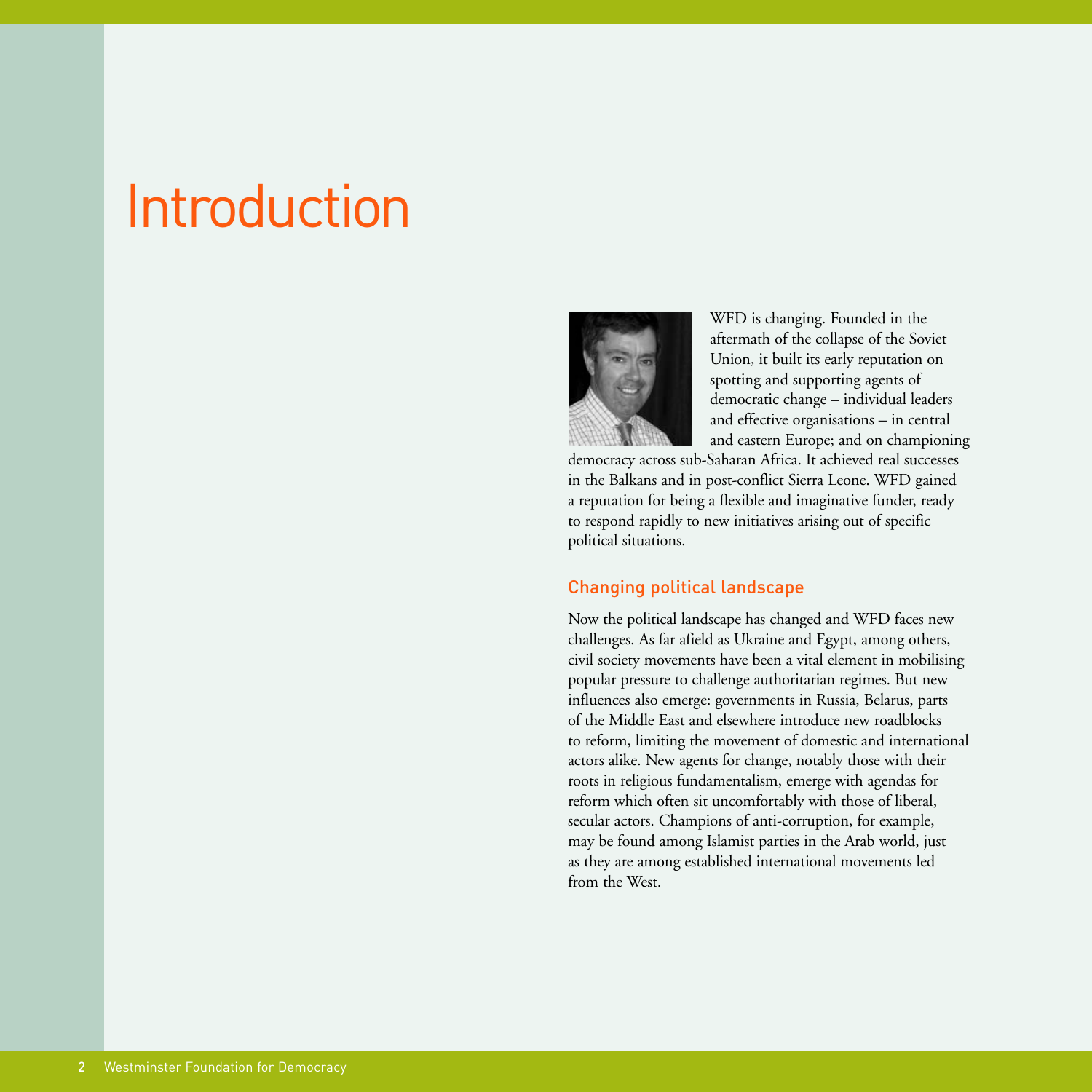# Introduction

WFD is changing. Founded in the aftermath of the collapse of the Soviet Union, it built its early reputation on spotting and supporting agents of democratic change – individual leaders and effective organisations – in central and eastern Europe; and on championing democracy across sub-Saharan Africa. It achieved real successes in the Balkans and in post-conflict Sierra Leone. WFD gained a reputation for being a flexible and imaginative funder, ready to respond rapidly to new initiatives arising out of specific political situations.

## Changing political landscape

Now the political landscape has changed and WFD faces new challenges. As far afield as Ukraine and Egypt, among others, civil society movements have been a vital element in mobilising popular pressure to challenge authoritarian regimes. But new influences also emerge: governments in Russia, Belarus, parts of the Middle East and elsewhere introduce new roadblocks to reform, limiting the movement of domestic and international actors alike. New agents for change, notably those with their roots in religious fundamentalism, emerge with agendas for reform which often sit uncomfortably with those of liberal, secular actors. Champions of anti-corruption, for example, may be found among Islamist parties in the Arab world, just as they are among established international movements led from the West.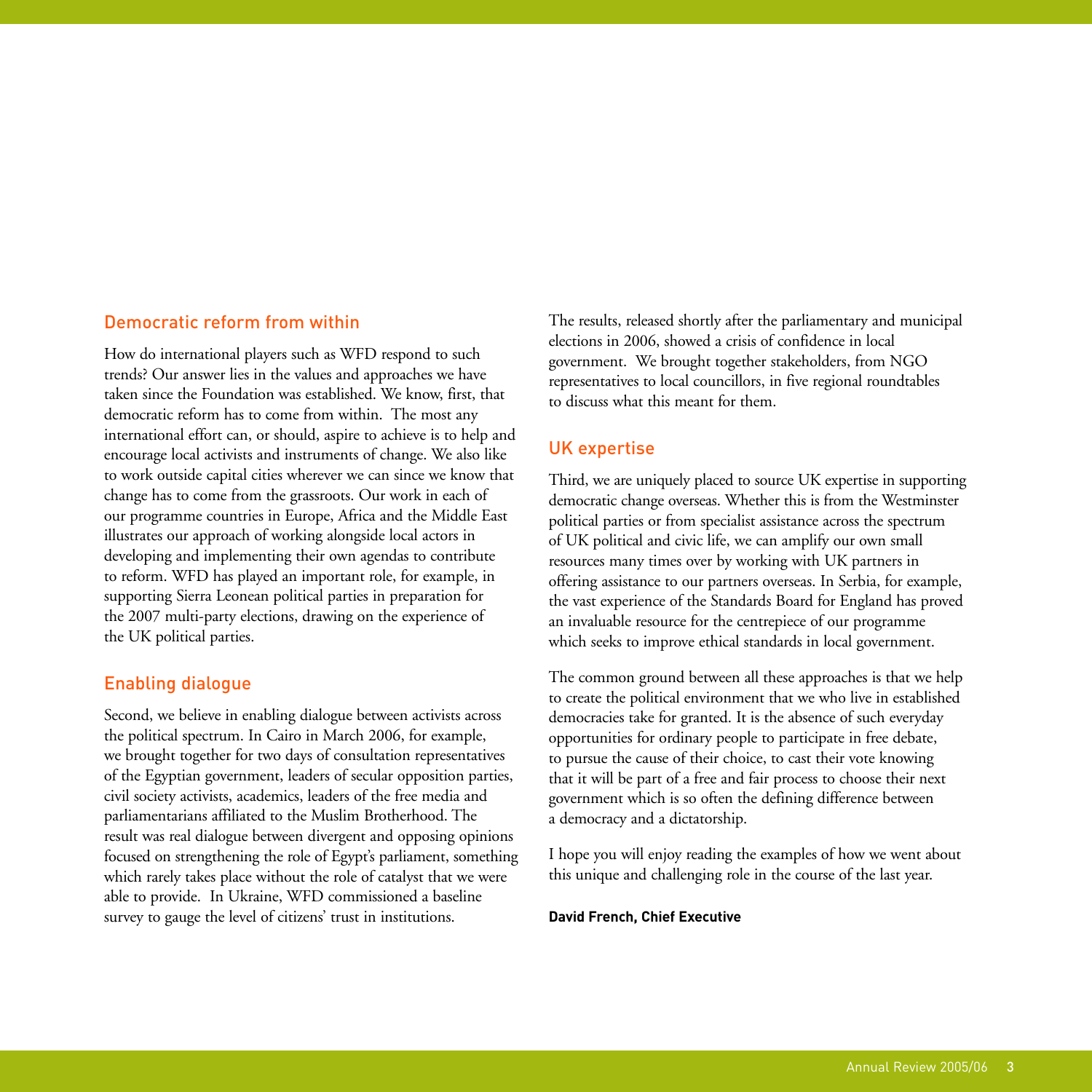## Democratic reform from within

How do international players such as WFD respond to such trends? Our answer lies in the values and approaches we have taken since the Foundation was established. We know, first, that democratic reform has to come from within. The most any international effort can, or should, aspire to achieve is to help and encourage local activists and instruments of change. We also like to work outside capital cities wherever we can since we know that change has to come from the grassroots. Our work in each of our programme countries in Europe, Africa and the Middle East illustrates our approach of working alongside local actors in developing and implementing their own agendas to contribute to reform. WFD has played an important role, for example, in supporting Sierra Leonean political parties in preparation for the 2007 multi-party elections, drawing on the experience of the UK political parties.

## Enabling dialogue

Second, we believe in enabling dialogue between activists across the political spectrum. In Cairo in March 2006, for example, we brought together for two days of consultation representatives of the Egyptian government, leaders of secular opposition parties, civil society activists, academics, leaders of the free media and parliamentarians affiliated to the Muslim Brotherhood. The result was real dialogue between divergent and opposing opinions focused on strengthening the role of Egypt's parliament, something which rarely takes place without the role of catalyst that we were able to provide. In Ukraine, WFD commissioned a baseline survey to gauge the level of citizens' trust in institutions. The results, released shortly after the parliamentary and municipal elections in 2006, showed a crisis of confidence in local government. We brought together stakeholders, from NGO representatives to local councillors, in five regional roundtables to discuss what this meant for them.

## UK expertise

Third, we are uniquely placed to source UK expertise in supporting democratic change overseas. Whether this is from the Westminster political parties or from specialist assistance across the spectrum of UK political and civic life, we can amplify our own small resources many times over by working with UK partners in offering assistance to our partners overseas. In Serbia, for example, the vast experience of the Standards Board for England has proved an invaluable resource for the centrepiece of our programme which seeks to improve ethical standards in local government.

The common ground between all these approaches is that we help to create the political environment that we who live in established democracies take for granted. It is the absence of such everyday opportunities for ordinary people to participate in free debate, to pursue the cause of their choice, to cast their vote knowing that it will be part of a free and fair process to choose their next government which is so often the defining difference between a democracy and a dictatorship.

I hope you will enjoy reading the examples of how we went about this unique and challenging role in the course of the last year.

**David French, Chief Executive**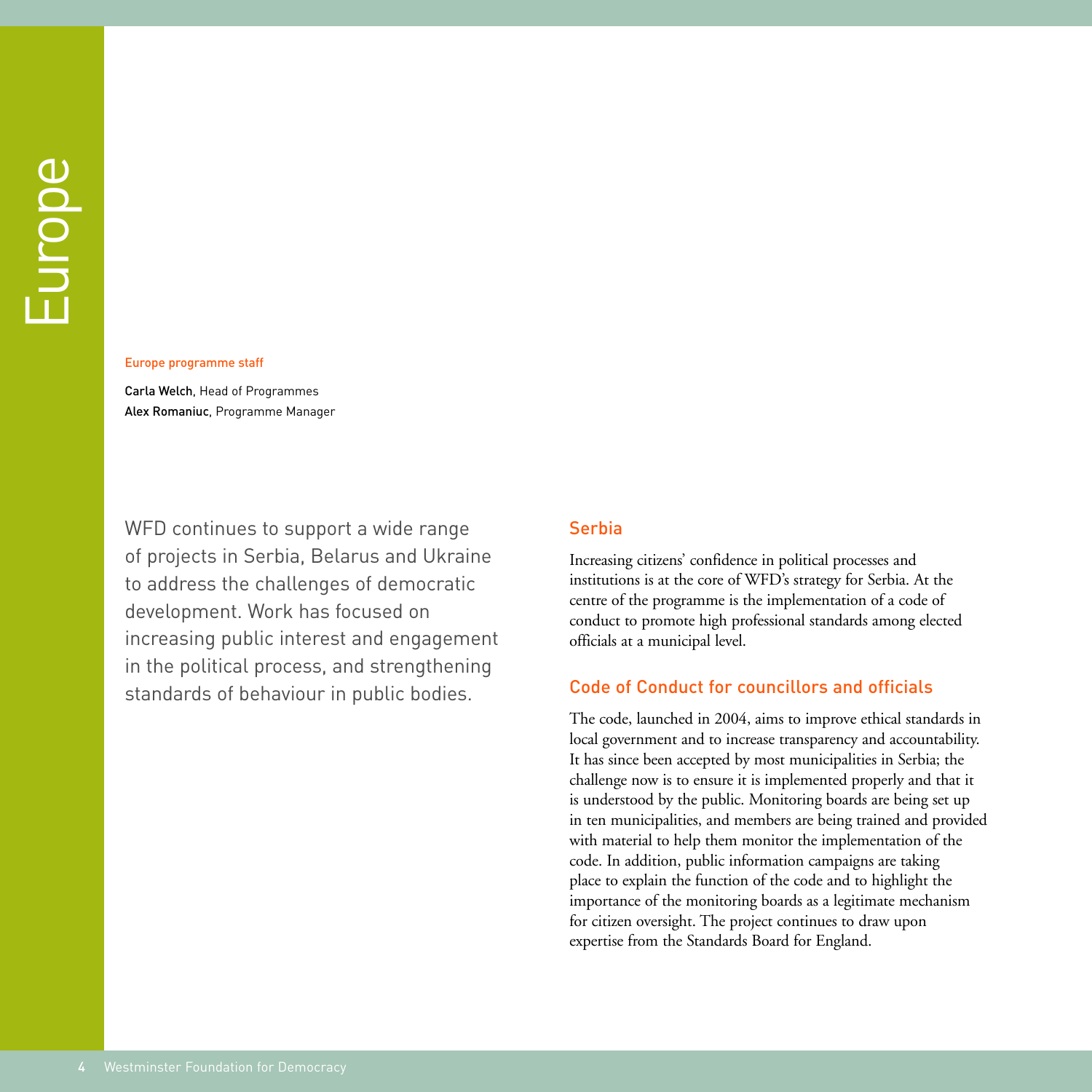# Europe

**Europe programme staff**

**Carla Welch**, Head of Programmes
**Alex Romaniuc**, Programme Manager

WFD continues to support a wide range of projects in Serbia, Belarus and Ukraine to address the challenges of democratic development. Work has focused on increasing public interest and engagement in the political process, and strengthening standards of behaviour in public bodies.

## Serbia

Increasing citizens' confidence in political processes and institutions is at the core of WFD's strategy for Serbia. At the centre of the programme is the implementation of a code of conduct to promote high professional standards among elected officials at a municipal level.

### Code of Conduct for councillors and officials

The code, launched in 2004, aims to improve ethical standards in local government and to increase transparency and accountability. It has since been accepted by most municipalities in Serbia; the challenge now is to ensure it is implemented properly and that it is understood by the public. Monitoring boards are being set up in ten municipalities, and members are being trained and provided with material to help them monitor the implementation of the code. In addition, public information campaigns are taking place to explain the function of the code and to highlight the importance of the monitoring boards as a legitimate mechanism for citizen oversight. The project continues to draw upon expertise from the Standards Board for England.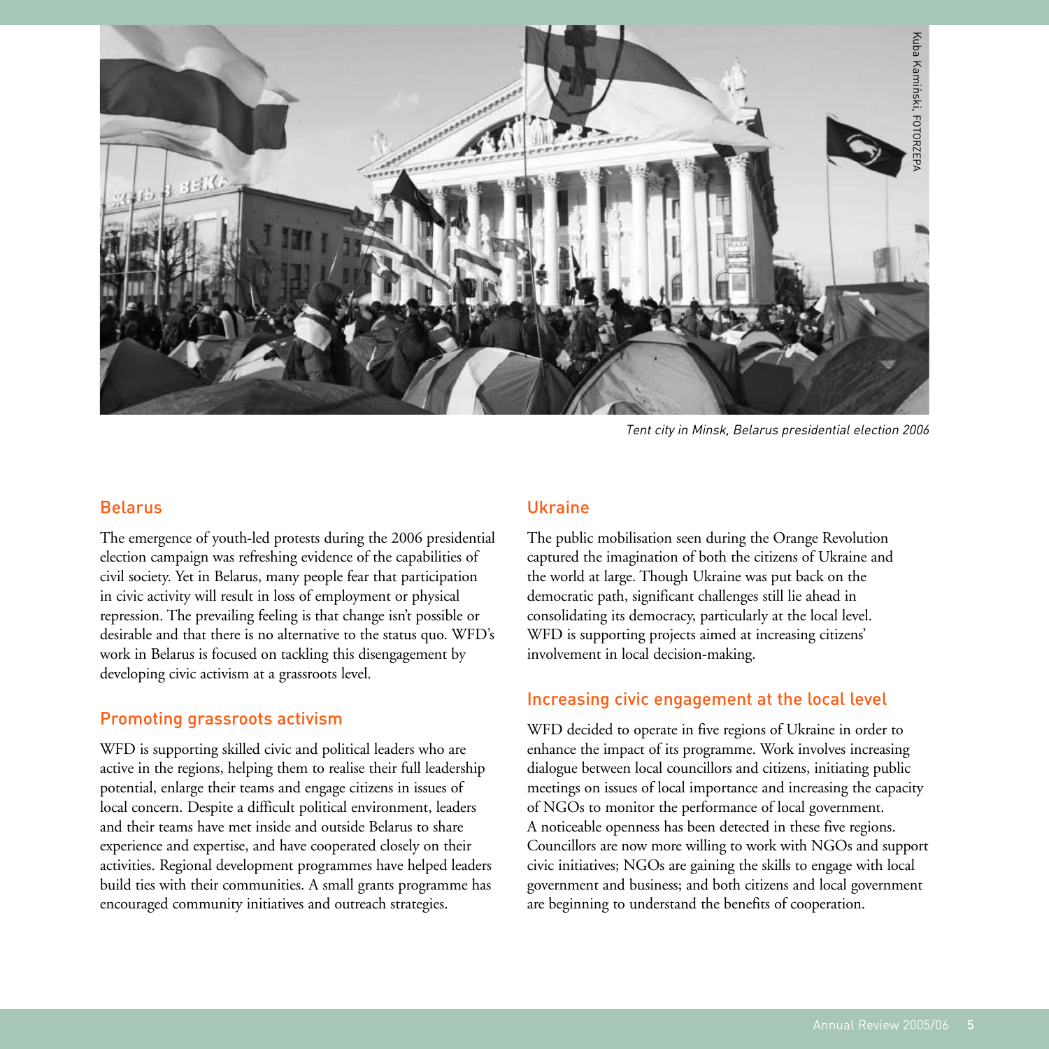*Tent city in Minsk, Belarus presidential election 2006*

## Belarus

The emergence of youth-led protests during the 2006 presidential election campaign was refreshing evidence of the capabilities of civil society. Yet in Belarus, many people fear that participation in civic activity will result in loss of employment or physical repression. The prevailing feeling is that change isn't possible or desirable and that there is no alternative to the status quo. WFD's work in Belarus is focused on tackling this disengagement by developing civic activism at a grassroots level.

### Promoting grassroots activism

WFD is supporting skilled civic and political leaders who are active in the regions, helping them to realise their full leadership potential, enlarge their teams and engage citizens in issues of local concern. Despite a difficult political environment, leaders and their teams have met inside and outside Belarus to share experience and expertise, and have cooperated closely on their activities. Regional development programmes have helped leaders build ties with their communities. A small grants programme has encouraged community initiatives and outreach strategies.

## Ukraine

The public mobilisation seen during the Orange Revolution captured the imagination of both the citizens of Ukraine and the world at large. Though Ukraine was put back on the democratic path, significant challenges still lie ahead in consolidating its democracy, particularly at the local level. WFD is supporting projects aimed at increasing citizens' involvement in local decision-making.

### Increasing civic engagement at the local level

WFD decided to operate in five regions of Ukraine in order to enhance the impact of its programme. Work involves increasing dialogue between local councillors and citizens, initiating public meetings on issues of local importance and increasing the capacity of NGOs to monitor the performance of local government. A noticeable openness has been detected in these five regions. Councillors are now more willing to work with NGOs and support civic initiatives; NGOs are gaining the skills to engage with local government and business; and both citizens and local government are beginning to understand the benefits of cooperation.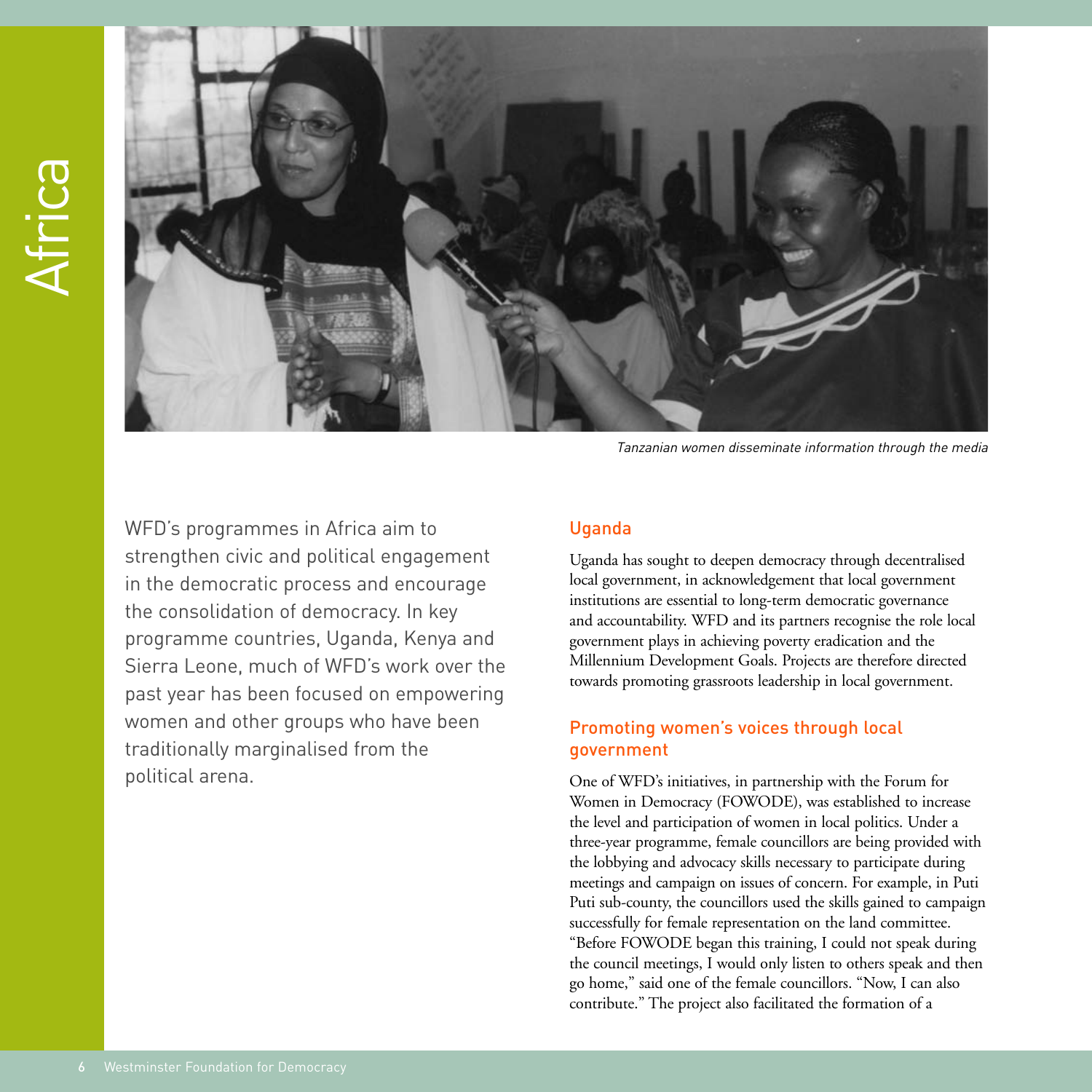# Africa

*Tanzanian women disseminate information through the media*

WFD's programmes in Africa aim to strengthen civic and political engagement in the democratic process and encourage the consolidation of democracy. In key programme countries, Uganda, Kenya and Sierra Leone, much of WFD's work over the past year has been focused on empowering women and other groups who have been traditionally marginalised from the political arena.

## Uganda

Uganda has sought to deepen democracy through decentralised local government, in acknowledgement that local government institutions are essential to long-term democratic governance and accountability. WFD and its partners recognise the role local government plays in achieving poverty eradication and the Millennium Development Goals. Projects are therefore directed towards promoting grassroots leadership in local government.

### Promoting women's voices through local government

One of WFD's initiatives, in partnership with the Forum for Women in Democracy (FOWODE), was established to increase the level and participation of women in local politics. Under a three-year programme, female councillors are being provided with the lobbying and advocacy skills necessary to participate during meetings and campaign on issues of concern. For example, in Puti Puti sub-county, the councillors used the skills gained to campaign successfully for female representation on the land committee. "Before FOWODE began this training, I could not speak during the council meetings, I would only listen to others speak and then go home," said one of the female councillors. "Now, I can also contribute." The project also facilitated the formation of a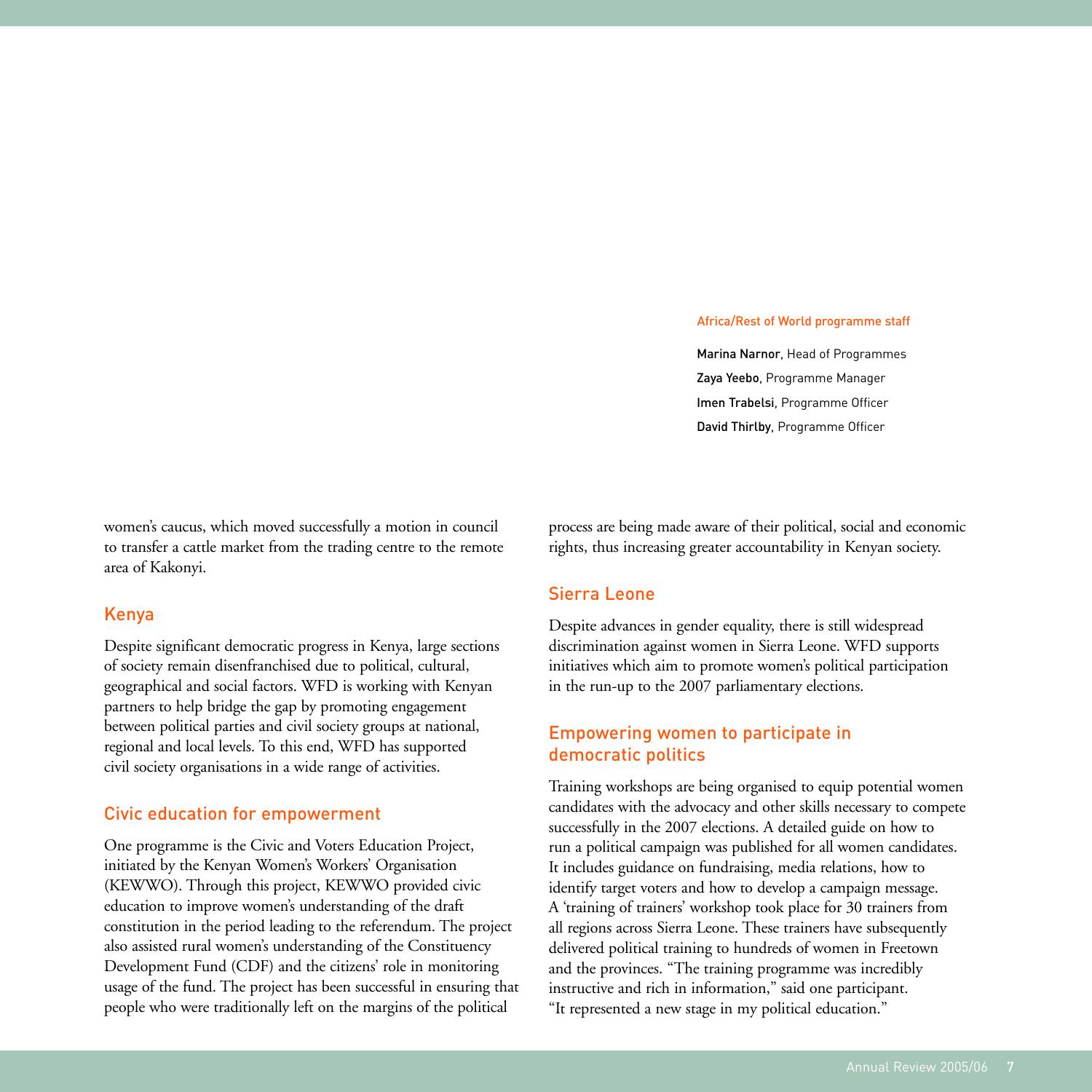**Africa/Rest of World programme staff**

**Marina Narnor**, Head of Programmes
**Zaya Yeebo**, Programme Manager
**Imen Trabelsi**, Programme Officer
**David Thirlby**, Programme Officer

women's caucus, which moved successfully a motion in council to transfer a cattle market from the trading centre to the remote area of Kakonyi.

## Kenya

Despite significant democratic progress in Kenya, large sections of society remain disenfranchised due to political, cultural, geographical and social factors. WFD is working with Kenyan partners to help bridge the gap by promoting engagement between political parties and civil society groups at national, regional and local levels. To this end, WFD has supported civil society organisations in a wide range of activities.

### Civic education for empowerment

One programme is the Civic and Voters Education Project, initiated by the Kenyan Women's Workers' Organisation (KEWWO). Through this project, KEWWO provided civic education to improve women's understanding of the draft constitution in the period leading to the referendum. The project also assisted rural women's understanding of the Constituency Development Fund (CDF) and the citizens' role in monitoring usage of the fund. The project has been successful in ensuring that people who were traditionally left on the margins of the political process are being made aware of their political, social and economic rights, thus increasing greater accountability in Kenyan society.

## Sierra Leone

Despite advances in gender equality, there is still widespread discrimination against women in Sierra Leone. WFD supports initiatives which aim to promote women's political participation in the run-up to the 2007 parliamentary elections.

### Empowering women to participate in democratic politics

Training workshops are being organised to equip potential women candidates with the advocacy and other skills necessary to compete successfully in the 2007 elections. A detailed guide on how to run a political campaign was published for all women candidates. It includes guidance on fundraising, media relations, how to identify target voters and how to develop a campaign message. A 'training of trainers' workshop took place for 30 trainers from all regions across Sierra Leone. These trainers have subsequently delivered political training to hundreds of women in Freetown and the provinces. "The training programme was incredibly instructive and rich in information," said one participant. "It represented a new stage in my political education."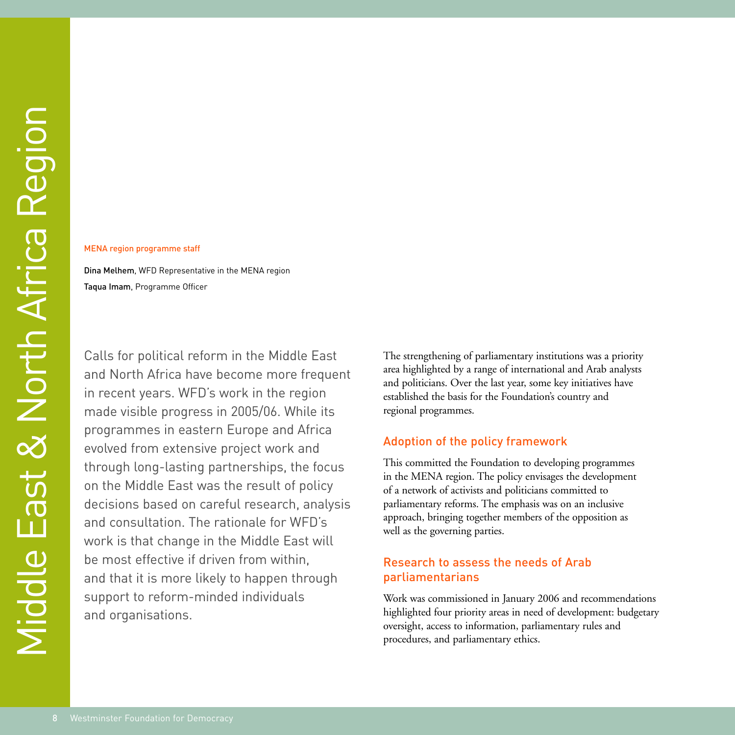# Middle East & North Africa Region

MENA region programme staff

**Dina Melhem**, WFD Representative in the MENA region
**Taqua Imam**, Programme Officer

Calls for political reform in the Middle East and North Africa have become more frequent in recent years. WFD's work in the region made visible progress in 2005/06. While its programmes in eastern Europe and Africa evolved from extensive project work and through long-lasting partnerships, the focus on the Middle East was the result of policy decisions based on careful research, analysis and consultation. The rationale for WFD's work is that change in the Middle East will be most effective if driven from within, and that it is more likely to happen through support to reform-minded individuals and organisations.

The strengthening of parliamentary institutions was a priority area highlighted by a range of international and Arab analysts and politicians. Over the last year, some key initiatives have established the basis for the Foundation's country and regional programmes.

## Adoption of the policy framework

This committed the Foundation to developing programmes in the MENA region. The policy envisages the development of a network of activists and politicians committed to parliamentary reforms. The emphasis was on an inclusive approach, bringing together members of the opposition as well as the governing parties.

## Research to assess the needs of Arab parliamentarians

Work was commissioned in January 2006 and recommendations highlighted four priority areas in need of development: budgetary oversight, access to information, parliamentary rules and procedures, and parliamentary ethics.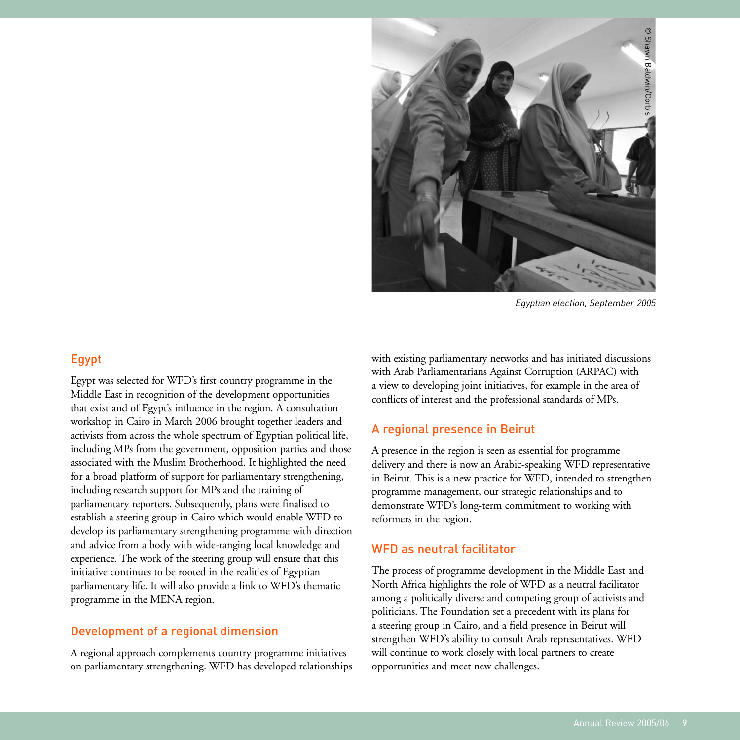Egyptian election, September 2005

## Egypt

Egypt was selected for WFD's first country programme in the Middle East in recognition of the development opportunities that exist and of Egypt's influence in the region. A consultation workshop in Cairo in March 2006 brought together leaders and activists from across the whole spectrum of Egyptian political life, including MPs from the government, opposition parties and those associated with the Muslim Brotherhood. It highlighted the need for a broad platform of support for parliamentary strengthening, including research support for MPs and the training of parliamentary reporters. Subsequently, plans were finalised to establish a steering group in Cairo which would enable WFD to develop its parliamentary strengthening programme with direction and advice from a body with wide-ranging local knowledge and experience. The work of the steering group will ensure that this initiative continues to be rooted in the realities of Egyptian parliamentary life. It will also provide a link to WFD's thematic programme in the MENA region.

## Development of a regional dimension

A regional approach complements country programme initiatives on parliamentary strengthening. WFD has developed relationships with existing parliamentary networks and has initiated discussions with Arab Parliamentarians Against Corruption (ARPAC) with a view to developing joint initiatives, for example in the area of conflicts of interest and the professional standards of MPs.

## A regional presence in Beirut

A presence in the region is seen as essential for programme delivery and there is now an Arabic-speaking WFD representative in Beirut. This is a new practice for WFD, intended to strengthen programme management, our strategic relationships and to demonstrate WFD's long-term commitment to working with reformers in the region.

## WFD as neutral facilitator

The process of programme development in the Middle East and North Africa highlights the role of WFD as a neutral facilitator among a politically diverse and competing group of activists and politicians. The Foundation set a precedent with its plans for a steering group in Cairo, and a field presence in Beirut will strengthen WFD's ability to consult Arab representatives. WFD will continue to work closely with local partners to create opportunities and meet new challenges.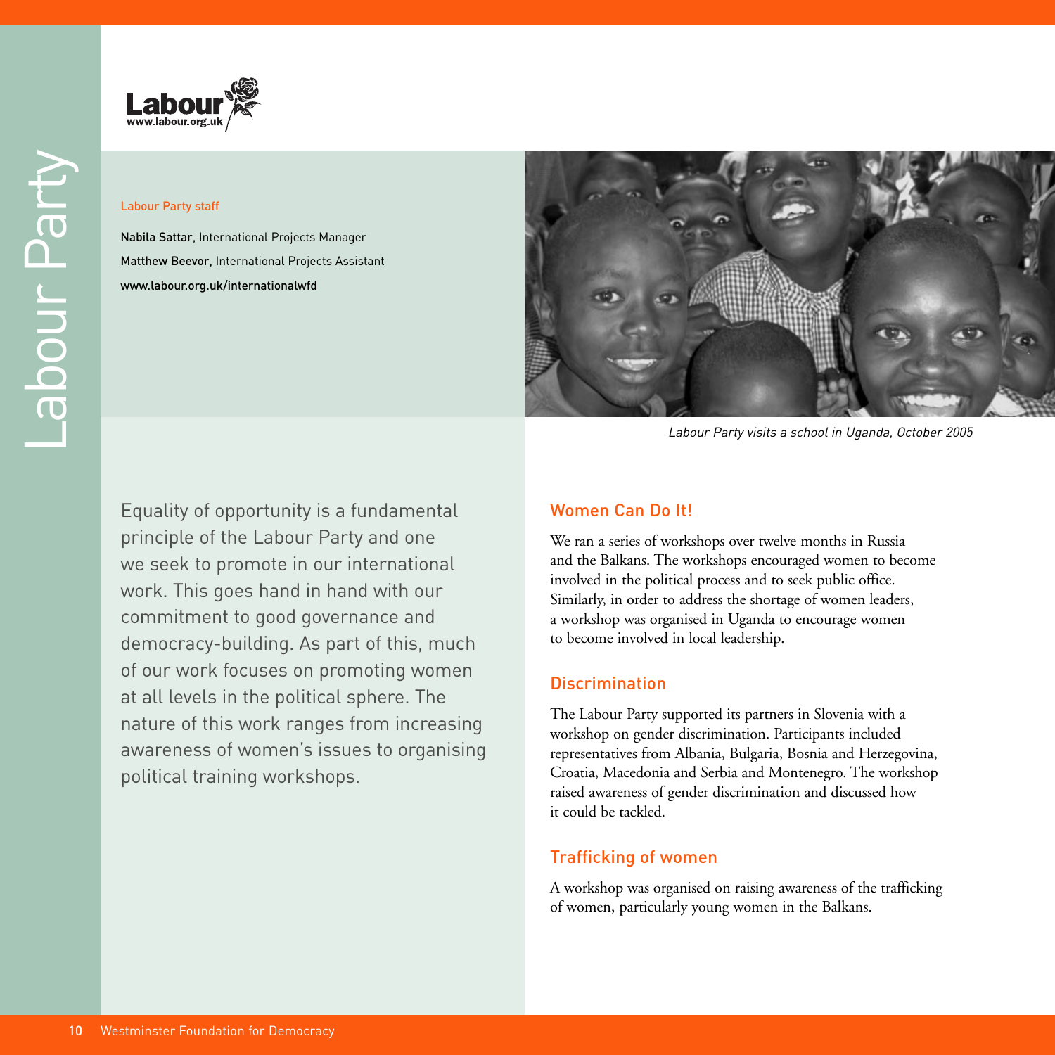# Labour Party

Labour
www.labour.org.uk

Labour Party staff

**Nabila Sattar**, International Projects Manager
**Matthew Beevor**, International Projects Assistant
www.labour.org.uk/internationalwfd

*Labour Party visits a school in Uganda, October 2005*

Equality of opportunity is a fundamental principle of the Labour Party and one we seek to promote in our international work. This goes hand in hand with our commitment to good governance and democracy-building. As part of this, much of our work focuses on promoting women at all levels in the political sphere. The nature of this work ranges from increasing awareness of women's issues to organising political training workshops.

## Women Can Do It!

We ran a series of workshops over twelve months in Russia and the Balkans. The workshops encouraged women to become involved in the political process and to seek public office. Similarly, in order to address the shortage of women leaders, a workshop was organised in Uganda to encourage women to become involved in local leadership.

## Discrimination

The Labour Party supported its partners in Slovenia with a workshop on gender discrimination. Participants included representatives from Albania, Bulgaria, Bosnia and Herzegovina, Croatia, Macedonia and Serbia and Montenegro. The workshop raised awareness of gender discrimination and discussed how it could be tackled.

## Trafficking of women

A workshop was organised on raising awareness of the trafficking of women, particularly young women in the Balkans.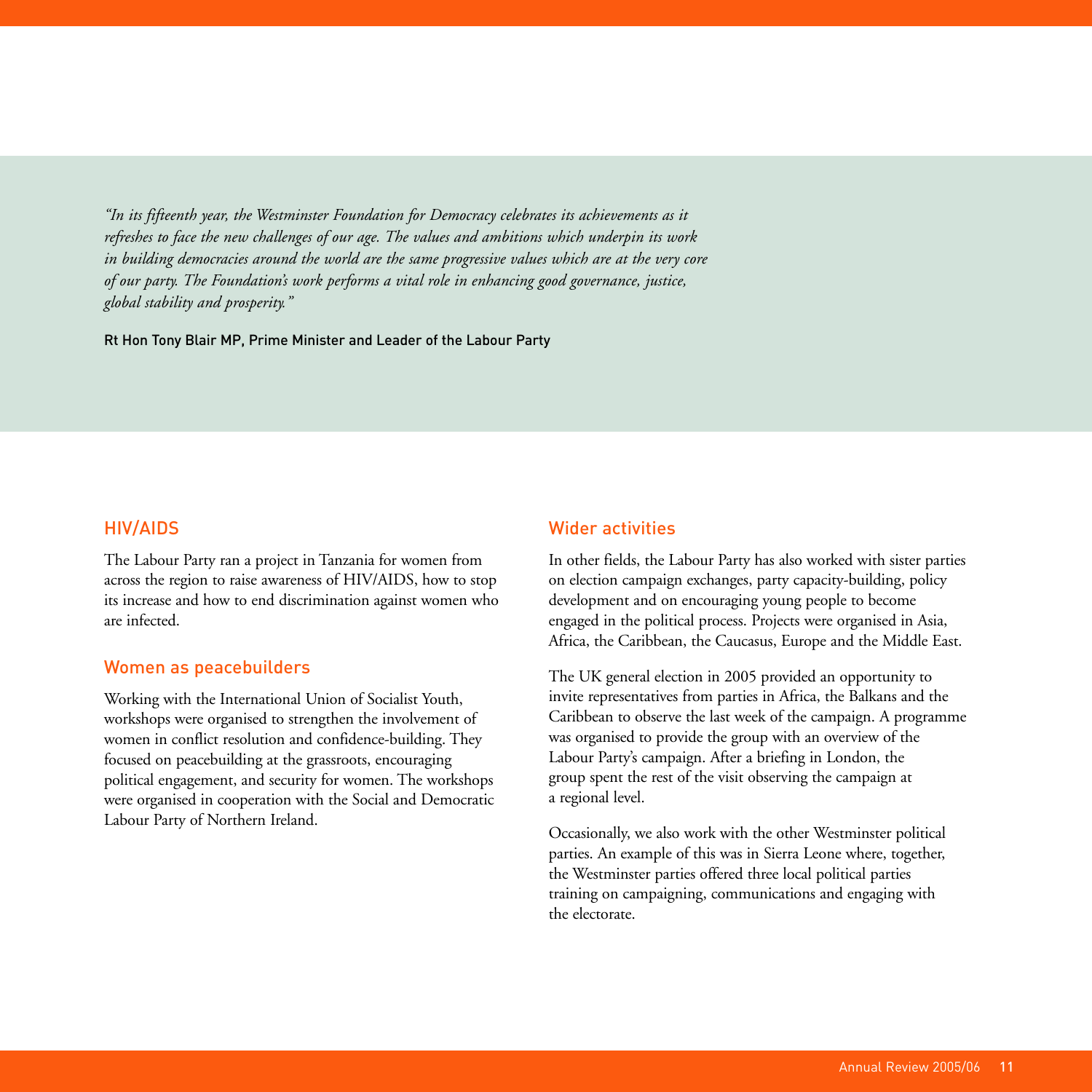*"In its fifteenth year, the Westminster Foundation for Democracy celebrates its achievements as it refreshes to face the new challenges of our age. The values and ambitions which underpin its work in building democracies around the world are the same progressive values which are at the very core of our party. The Foundation's work performs a vital role in enhancing good governance, justice, global stability and prosperity."*

Rt Hon Tony Blair MP, Prime Minister and Leader of the Labour Party

## HIV/AIDS

The Labour Party ran a project in Tanzania for women from across the region to raise awareness of HIV/AIDS, how to stop its increase and how to end discrimination against women who are infected.

## Women as peacebuilders

Working with the International Union of Socialist Youth, workshops were organised to strengthen the involvement of women in conflict resolution and confidence-building. They focused on peacebuilding at the grassroots, encouraging political engagement, and security for women. The workshops were organised in cooperation with the Social and Democratic Labour Party of Northern Ireland.

## Wider activities

In other fields, the Labour Party has also worked with sister parties on election campaign exchanges, party capacity-building, policy development and on encouraging young people to become engaged in the political process. Projects were organised in Asia, Africa, the Caribbean, the Caucasus, Europe and the Middle East.

The UK general election in 2005 provided an opportunity to invite representatives from parties in Africa, the Balkans and the Caribbean to observe the last week of the campaign. A programme was organised to provide the group with an overview of the Labour Party's campaign. After a briefing in London, the group spent the rest of the visit observing the campaign at a regional level.

Occasionally, we also work with the other Westminster political parties. An example of this was in Sierra Leone where, together, the Westminster parties offered three local political parties training on campaigning, communications and engaging with the electorate.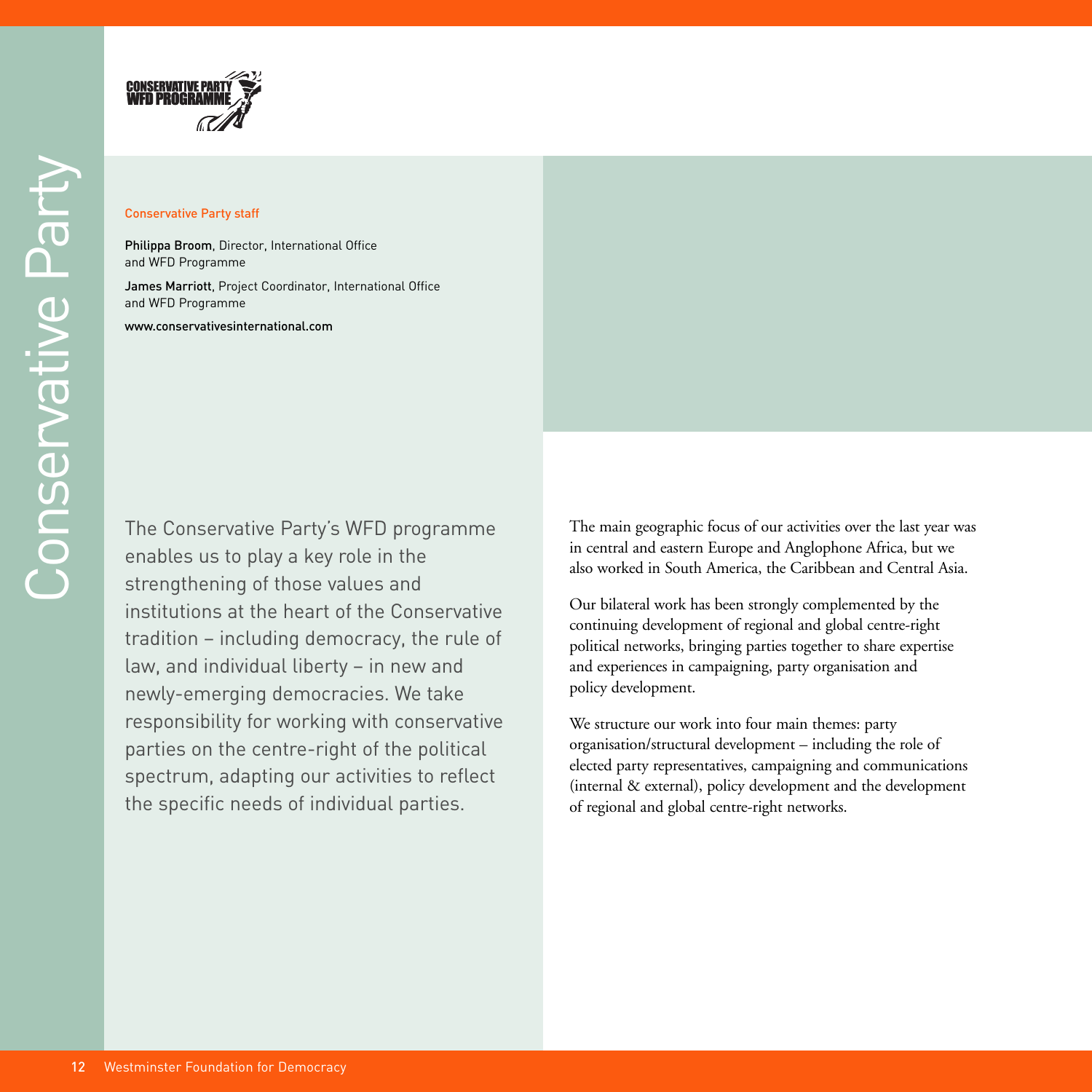# Conservative Party

CONSERVATIVE PARTY
WFD PROGRAMME

Conservative Party staff

**Philippa Broom**, Director, International Office and WFD Programme

**James Marriott**, Project Coordinator, International Office and WFD Programme

www.conservativesinternational.com

The Conservative Party's WFD programme enables us to play a key role in the strengthening of those values and institutions at the heart of the Conservative tradition – including democracy, the rule of law, and individual liberty – in new and newly-emerging democracies. We take responsibility for working with conservative parties on the centre-right of the political spectrum, adapting our activities to reflect the specific needs of individual parties.

The main geographic focus of our activities over the last year was in central and eastern Europe and Anglophone Africa, but we also worked in South America, the Caribbean and Central Asia.

Our bilateral work has been strongly complemented by the continuing development of regional and global centre-right political networks, bringing parties together to share expertise and experiences in campaigning, party organisation and policy development.

We structure our work into four main themes: party organisation/structural development – including the role of elected party representatives, campaigning and communications (internal & external), policy development and the development of regional and global centre-right networks.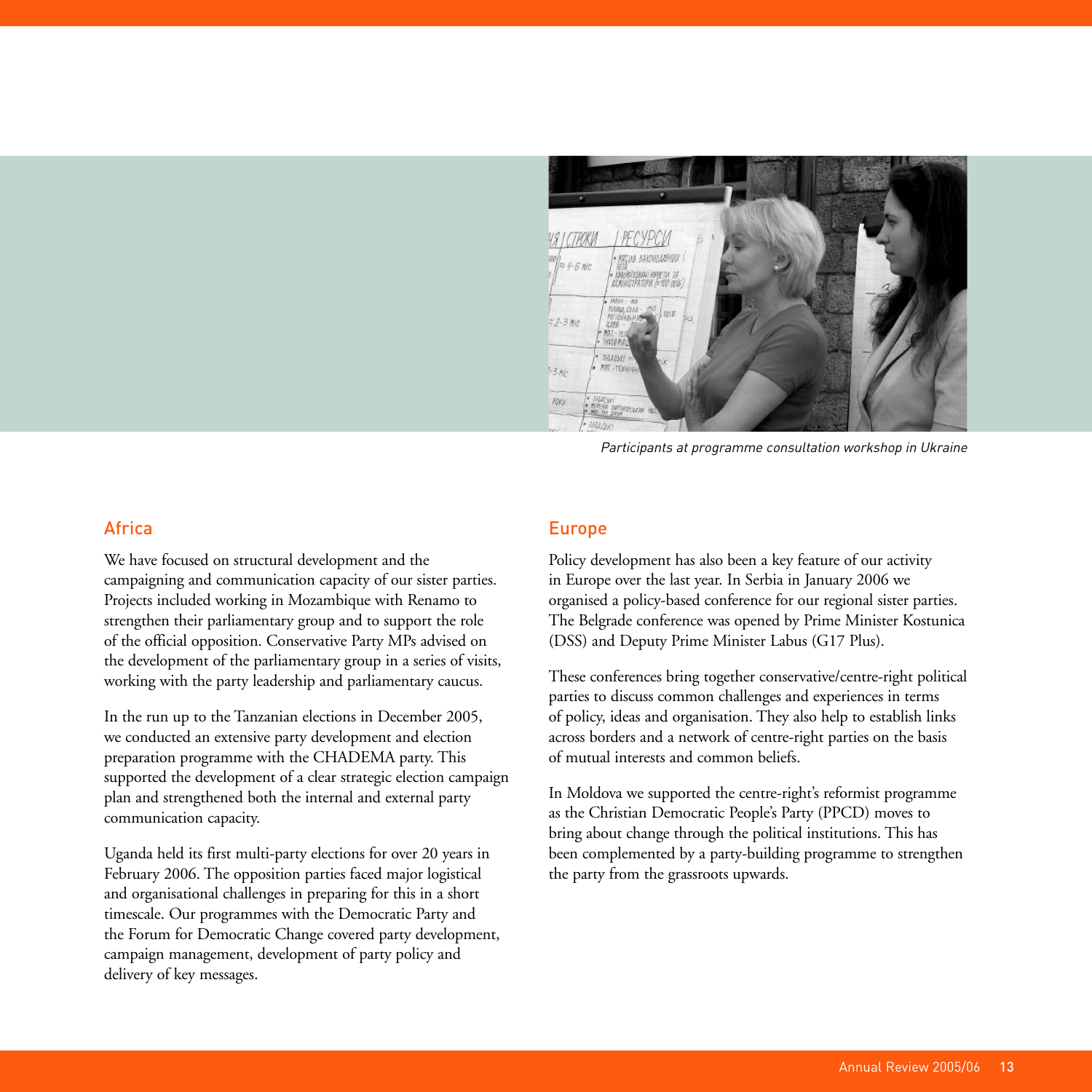Participants at programme consultation workshop in Ukraine

## Africa

We have focused on structural development and the campaigning and communication capacity of our sister parties. Projects included working in Mozambique with Renamo to strengthen their parliamentary group and to support the role of the official opposition. Conservative Party MPs advised on the development of the parliamentary group in a series of visits, working with the party leadership and parliamentary caucus.

In the run up to the Tanzanian elections in December 2005, we conducted an extensive party development and election preparation programme with the CHADEMA party. This supported the development of a clear strategic election campaign plan and strengthened both the internal and external party communication capacity.

Uganda held its first multi-party elections for over 20 years in February 2006. The opposition parties faced major logistical and organisational challenges in preparing for this in a short timescale. Our programmes with the Democratic Party and the Forum for Democratic Change covered party development, campaign management, development of party policy and delivery of key messages.

## Europe

Policy development has also been a key feature of our activity in Europe over the last year. In Serbia in January 2006 we organised a policy-based conference for our regional sister parties. The Belgrade conference was opened by Prime Minister Kostunica (DSS) and Deputy Prime Minister Labus (G17 Plus).

These conferences bring together conservative/centre-right political parties to discuss common challenges and experiences in terms of policy, ideas and organisation. They also help to establish links across borders and a network of centre-right parties on the basis of mutual interests and common beliefs.

In Moldova we supported the centre-right's reformist programme as the Christian Democratic People's Party (PPCD) moves to bring about change through the political institutions. This has been complemented by a party-building programme to strengthen the party from the grassroots upwards.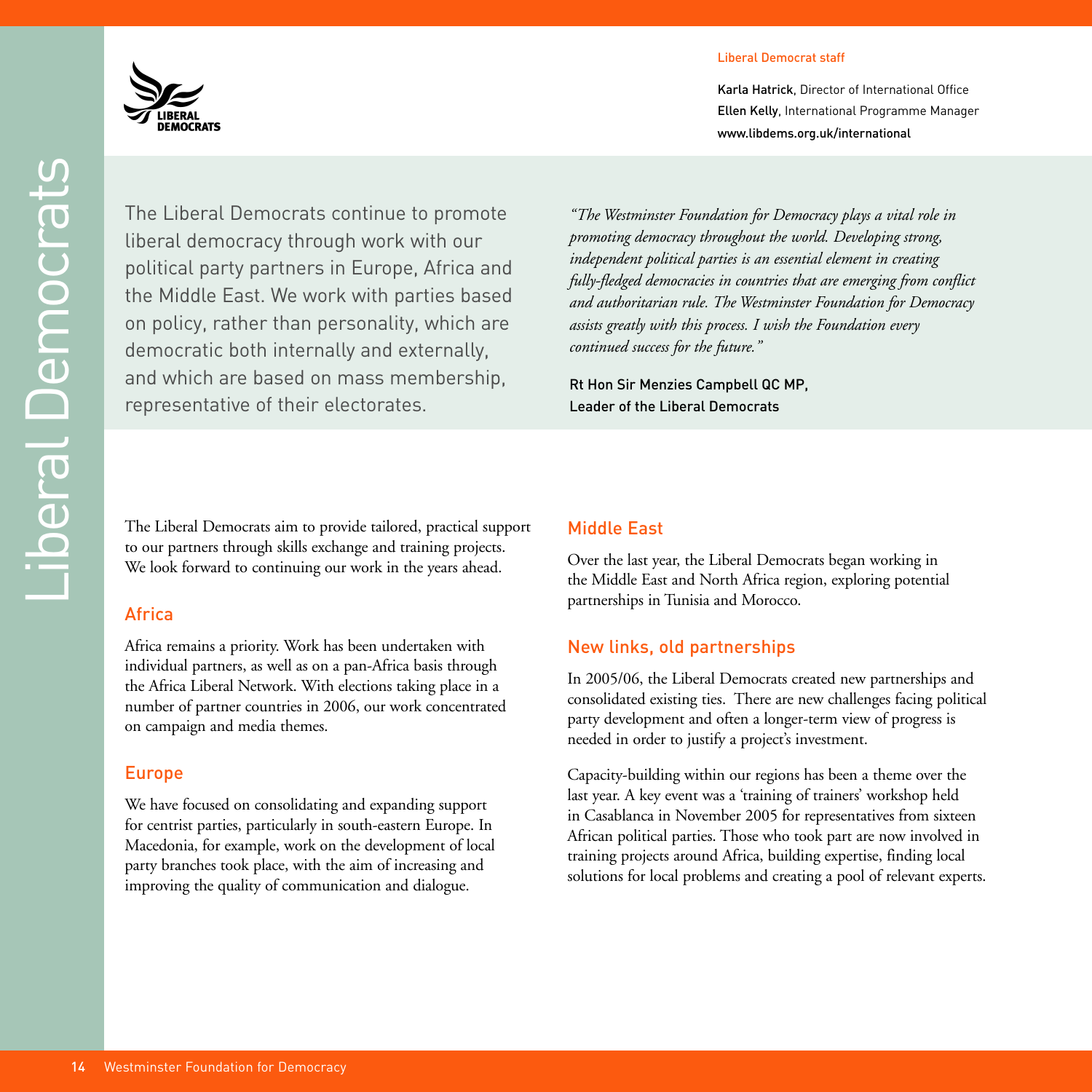# Liberal Democrats

**Liberal Democrat staff**

**Karla Hatrick**, Director of International Office
**Ellen Kelly**, International Programme Manager
www.libdems.org.uk/international

The Liberal Democrats continue to promote liberal democracy through work with our political party partners in Europe, Africa and the Middle East. We work with parties based on policy, rather than personality, which are democratic both internally and externally, and which are based on mass membership, representative of their electorates.

*"The Westminster Foundation for Democracy plays a vital role in promoting democracy throughout the world. Developing strong, independent political parties is an essential element in creating fully-fledged democracies in countries that are emerging from conflict and authoritarian rule. The Westminster Foundation for Democracy assists greatly with this process. I wish the Foundation every continued success for the future."*

Rt Hon Sir Menzies Campbell QC MP,
Leader of the Liberal Democrats

The Liberal Democrats aim to provide tailored, practical support to our partners through skills exchange and training projects. We look forward to continuing our work in the years ahead.

## Africa

Africa remains a priority. Work has been undertaken with individual partners, as well as on a pan-Africa basis through the Africa Liberal Network. With elections taking place in a number of partner countries in 2006, our work concentrated on campaign and media themes.

## Europe

We have focused on consolidating and expanding support for centrist parties, particularly in south-eastern Europe. In Macedonia, for example, work on the development of local party branches took place, with the aim of increasing and improving the quality of communication and dialogue.

## Middle East

Over the last year, the Liberal Democrats began working in the Middle East and North Africa region, exploring potential partnerships in Tunisia and Morocco.

## New links, old partnerships

In 2005/06, the Liberal Democrats created new partnerships and consolidated existing ties. There are new challenges facing political party development and often a longer-term view of progress is needed in order to justify a project's investment.

Capacity-building within our regions has been a theme over the last year. A key event was a 'training of trainers' workshop held in Casablanca in November 2005 for representatives from sixteen African political parties. Those who took part are now involved in training projects around Africa, building expertise, finding local solutions for local problems and creating a pool of relevant experts.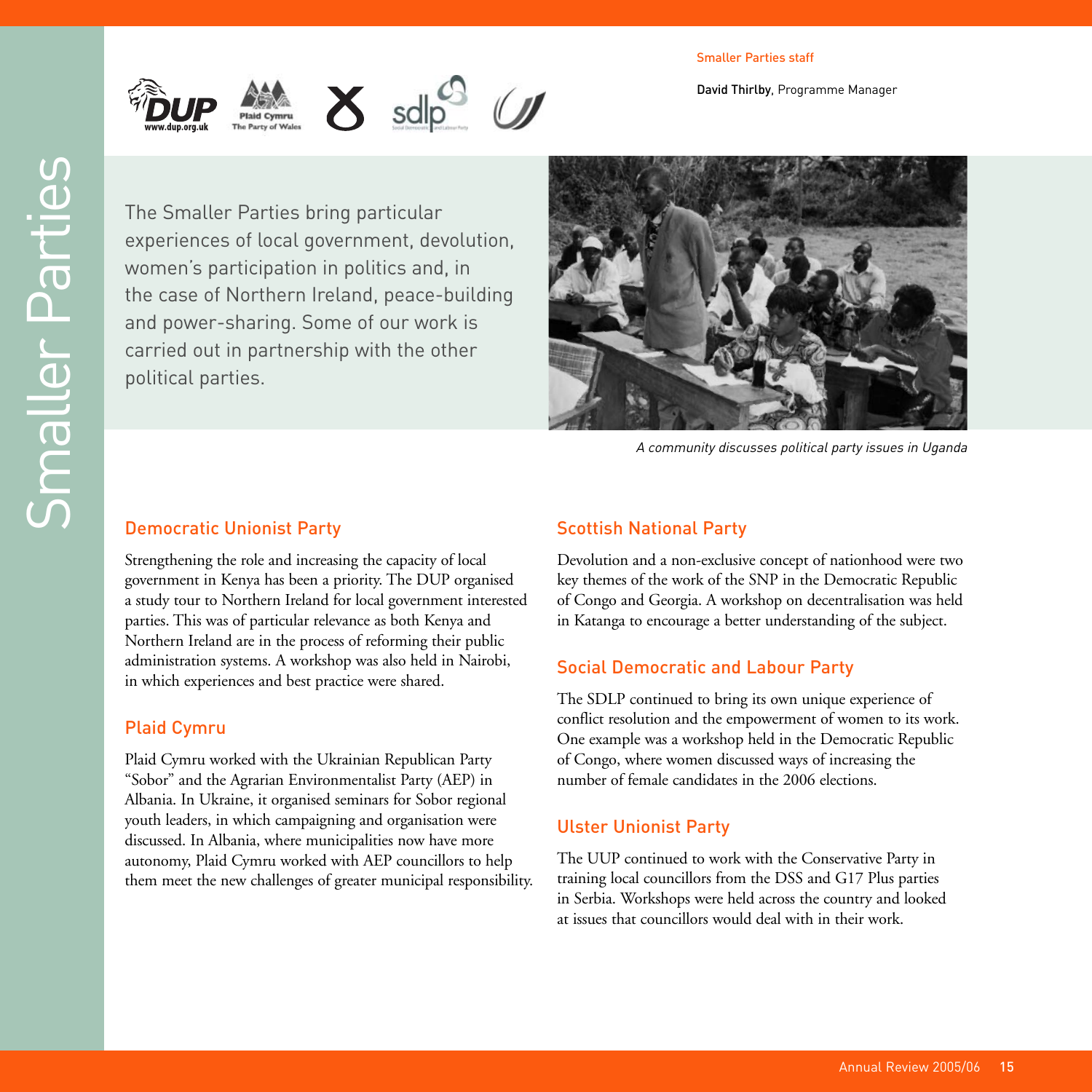# Smaller Parties

Smaller Parties staff

**David Thirlby**, Programme Manager

The Smaller Parties bring particular experiences of local government, devolution, women's participation in politics and, in the case of Northern Ireland, peace-building and power-sharing. Some of our work is carried out in partnership with the other political parties.

*A community discusses political party issues in Uganda*

## Democratic Unionist Party

Strengthening the role and increasing the capacity of local government in Kenya has been a priority. The DUP organised a study tour to Northern Ireland for local government interested parties. This was of particular relevance as both Kenya and Northern Ireland are in the process of reforming their public administration systems. A workshop was also held in Nairobi, in which experiences and best practice were shared.

## Plaid Cymru

Plaid Cymru worked with the Ukrainian Republican Party "Sobor" and the Agrarian Environmentalist Party (AEP) in Albania. In Ukraine, it organised seminars for Sobor regional youth leaders, in which campaigning and organisation were discussed. In Albania, where municipalities now have more autonomy, Plaid Cymru worked with AEP councillors to help them meet the new challenges of greater municipal responsibility.

## Scottish National Party

Devolution and a non-exclusive concept of nationhood were two key themes of the work of the SNP in the Democratic Republic of Congo and Georgia. A workshop on decentralisation was held in Katanga to encourage a better understanding of the subject.

## Social Democratic and Labour Party

The SDLP continued to bring its own unique experience of conflict resolution and the empowerment of women to its work. One example was a workshop held in the Democratic Republic of Congo, where women discussed ways of increasing the number of female candidates in the 2006 elections.

## Ulster Unionist Party

The UUP continued to work with the Conservative Party in training local councillors from the DSS and G17 Plus parties in Serbia. Workshops were held across the country and looked at issues that councillors would deal with in their work.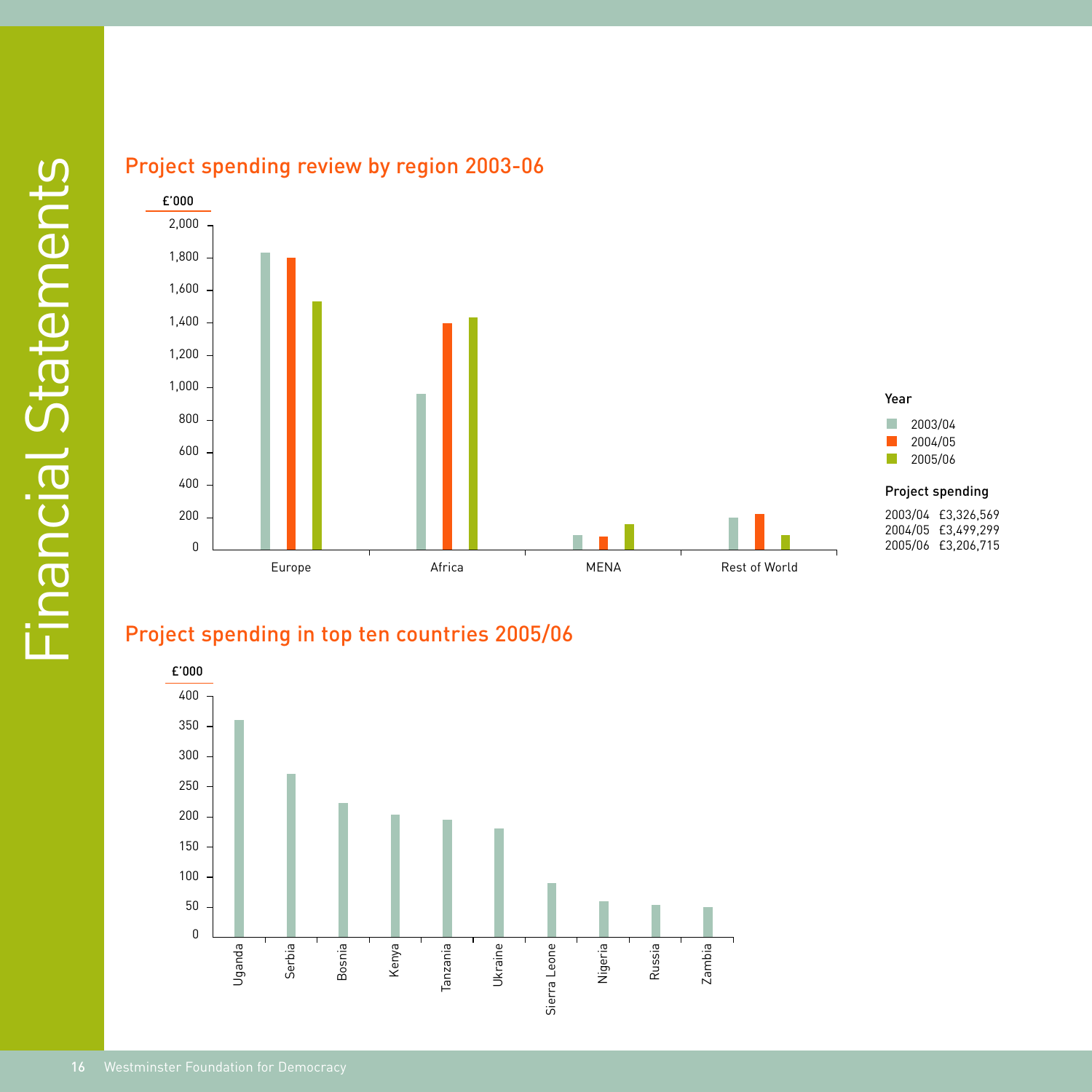## Project spending review by region 2003-06

£'000

| Region | 2003/04 | 2004/05 | 2005/06 |
| --- | --- | --- | --- |
| Europe | | | |
| Africa | | | |
| MENA | | | |
| Rest of World | | | |

**Year**

- 2003/04
- 2004/05
- 2005/06

**Project spending**

| Year | Amount |
| --- | --- |
| 2003/04 | £3,326,569 |
| 2004/05 | £3,499,299 |
| 2005/06 | £3,206,715 |

## Project spending in top ten countries 2005/06

£'000

Uganda, Serbia, Bosnia, Kenya, Tanzania, Ukraine, Sierra Leone, Nigeria, Russia, Zambia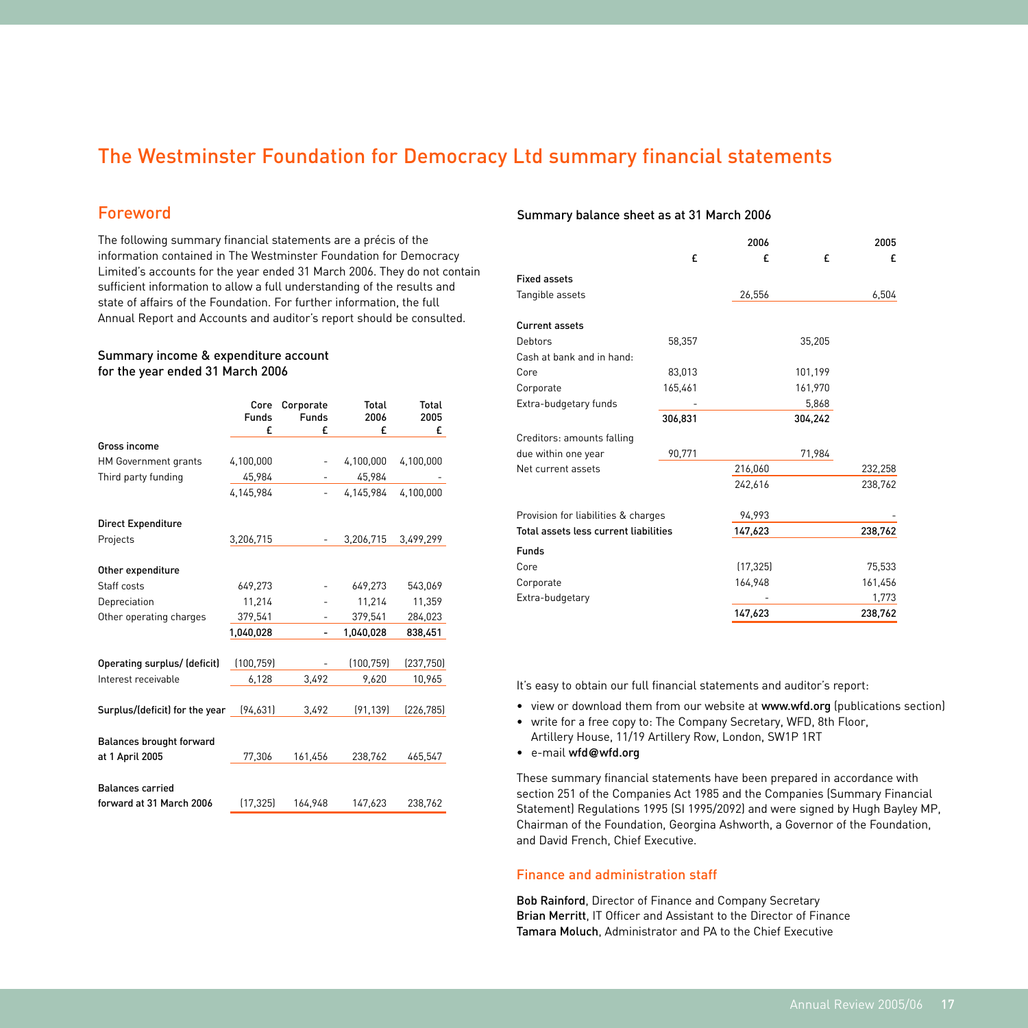# The Westminster Foundation for Democracy Ltd summary financial statements

## Foreword

The following summary financial statements are a précis of the information contained in The Westminster Foundation for Democracy Limited's accounts for the year ended 31 March 2006. They do not contain sufficient information to allow a full understanding of the results and state of affairs of the Foundation. For further information, the full Annual Report and Accounts and auditor's report should be consulted.

### Summary income & expenditure account for the year ended 31 March 2006

| | Core Funds £ | Corporate Funds £ | Total 2006 £ | Total 2005 £ |
|---|---|---|---|---|
| **Gross income** | | | | |
| HM Government grants | 4,100,000 | - | 4,100,000 | 4,100,000 |
| Third party funding | 45,984 | - | 45,984 | - |
| | 4,145,984 | - | 4,145,984 | 4,100,000 |
| **Direct Expenditure** | | | | |
| Projects | 3,206,715 | - | 3,206,715 | 3,499,299 |
| **Other expenditure** | | | | |
| Staff costs | 649,273 | - | 649,273 | 543,069 |
| Depreciation | 11,214 | - | 11,214 | 11,359 |
| Other operating charges | 379,541 | - | 379,541 | 284,023 |
| | **1,040,028** | **-** | **1,040,028** | **838,451** |
| **Operating surplus/ (deficit)** | (100,759) | - | (100,759) | (237,750) |
| Interest receivable | 6,128 | 3,492 | 9,620 | 10,965 |
| **Surplus/(deficit) for the year** | (94,631) | 3,492 | (91,139) | (226,785) |
| **Balances brought forward at 1 April 2005** | 77,306 | 161,456 | 238,762 | 465,547 |
| **Balances carried forward at 31 March 2006** | (17,325) | 164,948 | 147,623 | 238,762 |

### Summary balance sheet as at 31 March 2006

| | 2006 £ | 2006 £ | 2005 £ | 2005 £ |
|---|---|---|---|---|
| **Fixed assets** | | | | |
| Tangible assets | | 26,556 | | 6,504 |
| **Current assets** | | | | |
| Debtors | 58,357 | | 35,205 | |
| Cash at bank and in hand: | | | | |
| Core | 83,013 | | 101,199 | |
| Corporate | 165,461 | | 161,970 | |
| Extra-budgetary funds | - | | 5,868 | |
| | **306,831** | | **304,242** | |
| Creditors: amounts falling due within one year | 90,771 | | 71,984 | |
| Net current assets | | 216,060 | | 232,258 |
| | | 242,616 | | 238,762 |
| Provision for liabilities & charges | | 94,993 | | - |
| **Total assets less current liabilities** | | **147,623** | | **238,762** |
| **Funds** | | | | |
| Core | | (17,325) | | 75,533 |
| Corporate | | 164,948 | | 161,456 |
| Extra-budgetary | | - | | 1,773 |
| | | **147,623** | | **238,762** |

It's easy to obtain our full financial statements and auditor's report:

- view or download them from our website at **www.wfd.org** (publications section)
- write for a free copy to: The Company Secretary, WFD, 8th Floor, Artillery House, 11/19 Artillery Row, London, SW1P 1RT
- e-mail **wfd@wfd.org**

These summary financial statements have been prepared in accordance with section 251 of the Companies Act 1985 and the Companies (Summary Financial Statement) Regulations 1995 (SI 1995/2092) and were signed by Hugh Bayley MP, Chairman of the Foundation, Georgina Ashworth, a Governor of the Foundation, and David French, Chief Executive.

## Finance and administration staff

**Bob Rainford**, Director of Finance and Company Secretary
**Brian Merritt**, IT Officer and Assistant to the Director of Finance
**Tamara Moluch**, Administrator and PA to the Chief Executive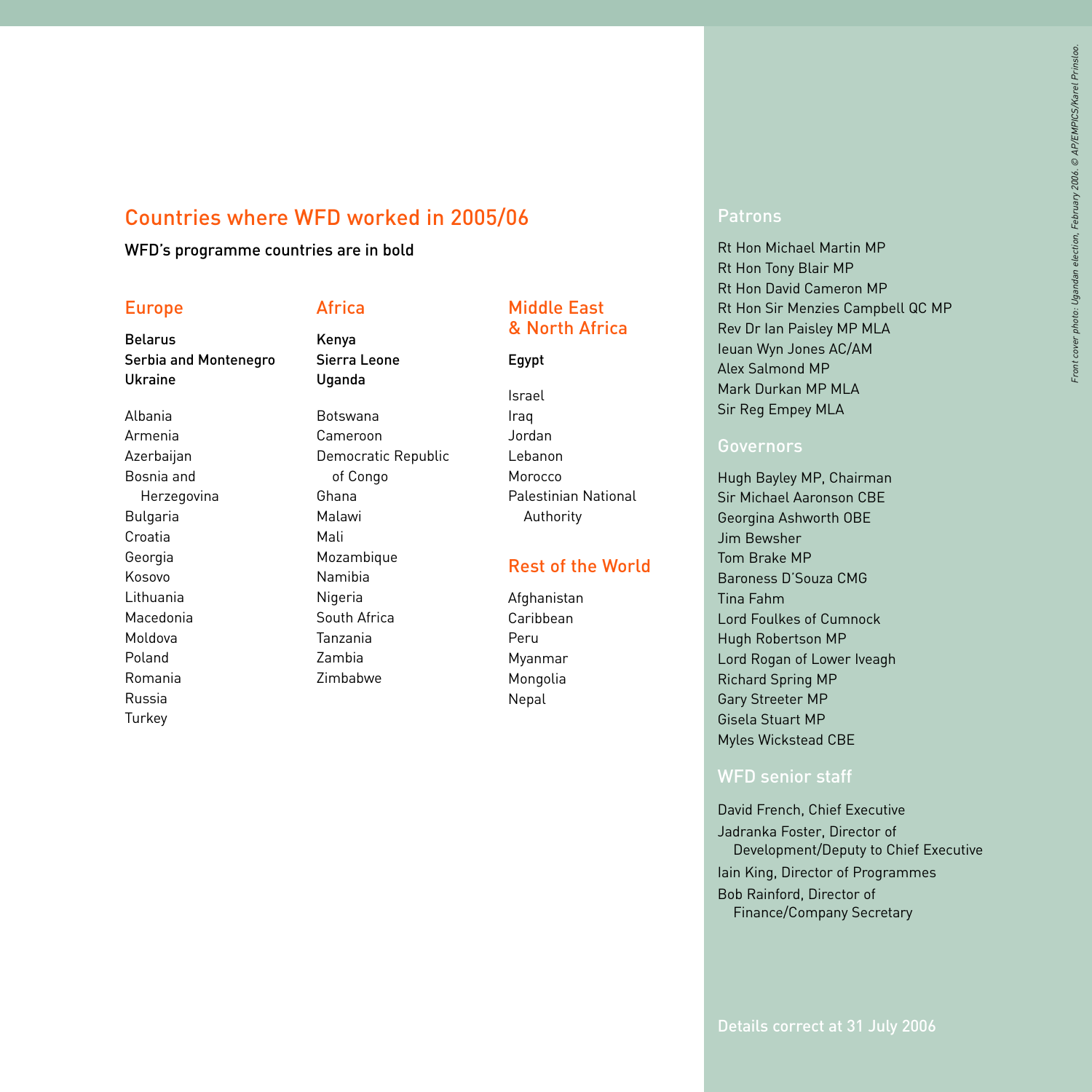## Countries where WFD worked in 2005/06

WFD's programme countries are in bold

### Europe

**Belarus**
**Serbia and Montenegro**
**Ukraine**

Albania
Armenia
Azerbaijan
Bosnia and Herzegovina
Bulgaria
Croatia
Georgia
Kosovo
Lithuania
Macedonia
Moldova
Poland
Romania
Russia
Turkey

### Africa

**Kenya**
**Sierra Leone**
**Uganda**

Botswana
Cameroon
Democratic Republic of Congo
Ghana
Malawi
Mali
Mozambique
Namibia
Nigeria
South Africa
Tanzania
Zambia
Zimbabwe

### Middle East & North Africa

**Egypt**

Israel
Iraq
Jordan
Lebanon
Morocco
Palestinian National Authority

### Rest of the World

Afghanistan
Caribbean
Peru
Myanmar
Mongolia
Nepal

### Patrons

Rt Hon Michael Martin MP
Rt Hon Tony Blair MP
Rt Hon David Cameron MP
Rt Hon Sir Menzies Campbell QC MP
Rev Dr Ian Paisley MP MLA
Ieuan Wyn Jones AC/AM
Alex Salmond MP
Mark Durkan MP MLA
Sir Reg Empey MLA

### Governors

Hugh Bayley MP, Chairman
Sir Michael Aaronson CBE
Georgina Ashworth OBE
Jim Bewsher
Tom Brake MP
Baroness D'Souza CMG
Tina Fahm
Lord Foulkes of Cumnock
Hugh Robertson MP
Lord Rogan of Lower Iveagh
Richard Spring MP
Gary Streeter MP
Gisela Stuart MP
Myles Wickstead CBE

### WFD senior staff

David French, Chief Executive
Jadranka Foster, Director of Development/Deputy to Chief Executive
Iain King, Director of Programmes
Bob Rainford, Director of Finance/Company Secretary

Details correct at 31 July 2006

*Front cover photo: Ugandan election, February 2006. © AP/EMPICS/Karel Prinsloo.*